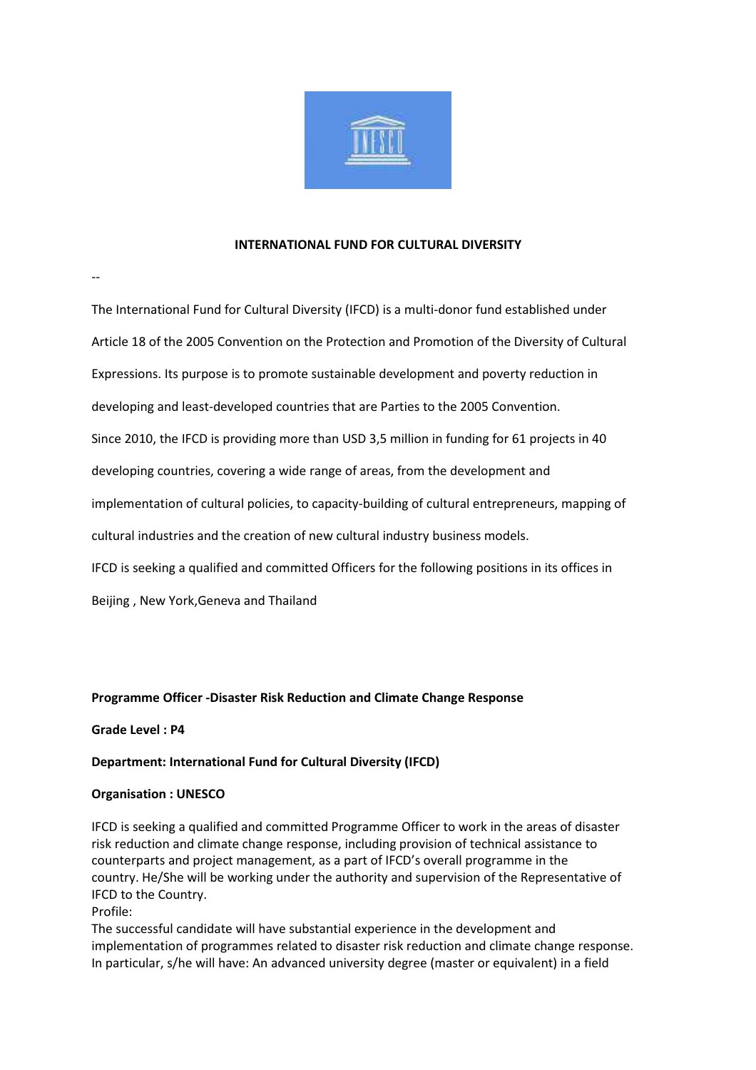# INTERNATIONAL FUND FOR CULTURAL DIVERSITY

--

The International Fund for Cultural Diversity (IFCD) is a multi-donor fund established under Article 18 of the 2005 Convention on the Protection and Promotion of the Diversity of Cultural Expressions. Its purpose is to promote sustainable development and poverty reduction in developing and least-developed countries that are Parties to the 2005 Convention.

Since 2010, the IFCD is providing more than USD 3,5 million in funding for 61 projects in 40 developing countries, covering a wide range of areas, from the development and implementation of cultural policies, to capacity-building of cultural entrepreneurs, mapping of cultural industries and the creation of new cultural industry business models.

IFCD is seeking a qualified and committed Officers for the following positions in its offices in Beijing , New York,Geneva and Thailand

**Programme Officer -Disaster Risk Reduction and Climate Change Response**

**Grade Level : P4**

**Department: International Fund for Cultural Diversity (IFCD)**

**Organisation : UNESCO**

IFCD is seeking a qualified and committed Programme Officer to work in the areas of disaster risk reduction and climate change response, including provision of technical assistance to counterparts and project management, as a part of IFCD's overall programme in the country. He/She will be working under the authority and supervision of the Representative of IFCD to the Country.

Profile:

The successful candidate will have substantial experience in the development and implementation of programmes related to disaster risk reduction and climate change response. In particular, s/he will have: An advanced university degree (master or equivalent) in a field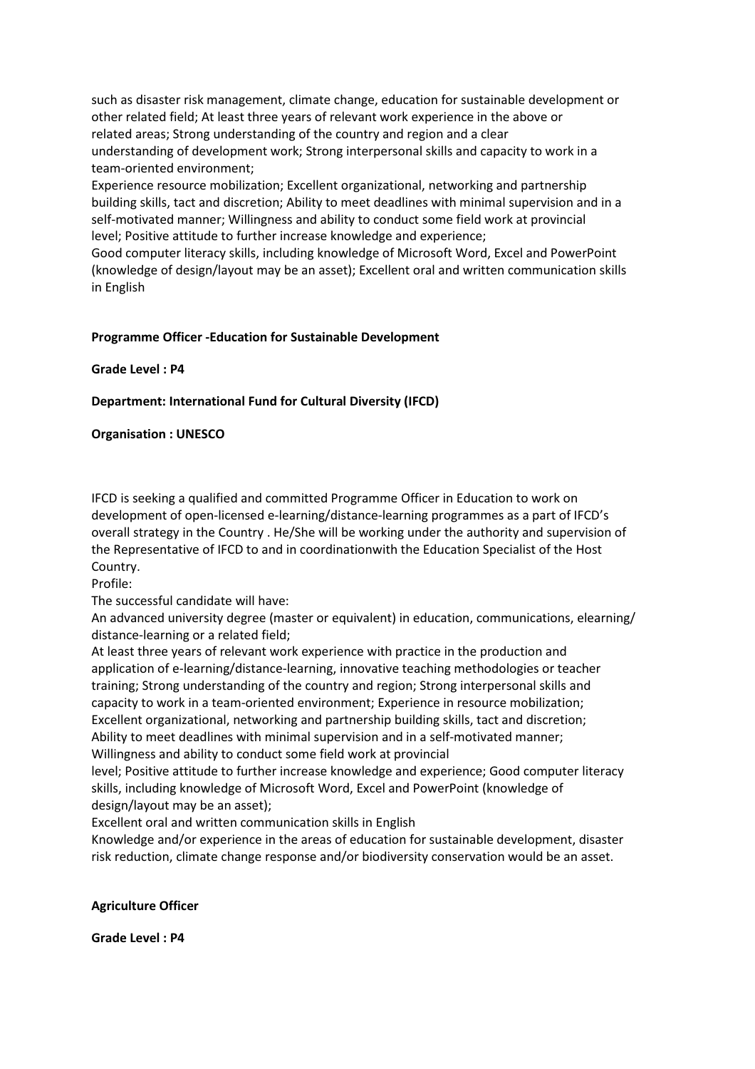such as disaster risk management, climate change, education for sustainable development or other related field; At least three years of relevant work experience in the above or related areas; Strong understanding of the country and region and a clear understanding of development work; Strong interpersonal skills and capacity to work in a team-oriented environment;

Experience resource mobilization; Excellent organizational, networking and partnership building skills, tact and discretion; Ability to meet deadlines with minimal supervision and in a self-motivated manner; Willingness and ability to conduct some field work at provincial level; Positive attitude to further increase knowledge and experience;

Good computer literacy skills, including knowledge of Microsoft Word, Excel and PowerPoint (knowledge of design/layout may be an asset); Excellent oral and written communication skills in English

**Programme Officer -Education for Sustainable Development**

**Grade Level : P4**

**Department: International Fund for Cultural Diversity (IFCD)**

**Organisation : UNESCO**

IFCD is seeking a qualified and committed Programme Officer in Education to work on development of open-licensed e-learning/distance-learning programmes as a part of IFCD's overall strategy in the Country . He/She will be working under the authority and supervision of the Representative of IFCD to and in coordinationwith the Education Specialist of the Host Country.

Profile:

The successful candidate will have:

An advanced university degree (master or equivalent) in education, communications, elearning/ distance-learning or a related field;

At least three years of relevant work experience with practice in the production and application of e-learning/distance-learning, innovative teaching methodologies or teacher training; Strong understanding of the country and region; Strong interpersonal skills and capacity to work in a team-oriented environment; Experience in resource mobilization; Excellent organizational, networking and partnership building skills, tact and discretion; Ability to meet deadlines with minimal supervision and in a self-motivated manner; Willingness and ability to conduct some field work at provincial level; Positive attitude to further increase knowledge and experience; Good computer literacy skills, including knowledge of Microsoft Word, Excel and PowerPoint (knowledge of design/layout may be an asset);

Excellent oral and written communication skills in English

Knowledge and/or experience in the areas of education for sustainable development, disaster risk reduction, climate change response and/or biodiversity conservation would be an asset.

**Agriculture Officer**

**Grade Level : P4**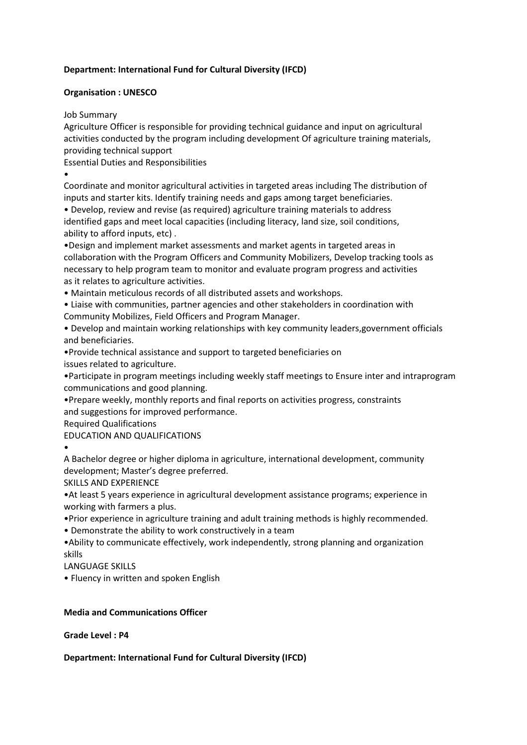**Department: International Fund for Cultural Diversity (IFCD)**

**Organisation : UNESCO**

Job Summary

Agriculture Officer is responsible for providing technical guidance and input on agricultural activities conducted by the program including development Of agriculture training materials, providing technical support

Essential Duties and Responsibilities

•

Coordinate and monitor agricultural activities in targeted areas including The distribution of inputs and starter kits. Identify training needs and gaps among target beneficiaries.

• Develop, review and revise (as required) agriculture training materials to address identified gaps and meet local capacities (including literacy, land size, soil conditions, ability to afford inputs, etc) .

•Design and implement market assessments and market agents in targeted areas in collaboration with the Program Officers and Community Mobilizers, Develop tracking tools as necessary to help program team to monitor and evaluate program progress and activities as it relates to agriculture activities.

• Maintain meticulous records of all distributed assets and workshops.

• Liaise with communities, partner agencies and other stakeholders in coordination with Community Mobilizes, Field Officers and Program Manager.

• Develop and maintain working relationships with key community leaders,government officials and beneficiaries.

•Provide technical assistance and support to targeted beneficiaries on issues related to agriculture.

•Participate in program meetings including weekly staff meetings to Ensure inter and intraprogram communications and good planning.

•Prepare weekly, monthly reports and final reports on activities progress, constraints and suggestions for improved performance.

Required Qualifications

EDUCATION AND QUALIFICATIONS

•

A Bachelor degree or higher diploma in agriculture, international development, community development; Master's degree preferred.

SKILLS AND EXPERIENCE

•At least 5 years experience in agricultural development assistance programs; experience in working with farmers a plus.

•Prior experience in agriculture training and adult training methods is highly recommended.

• Demonstrate the ability to work constructively in a team

•Ability to communicate effectively, work independently, strong planning and organization skills

LANGUAGE SKILLS

• Fluency in written and spoken English

**Media and Communications Officer**

**Grade Level : P4**

**Department: International Fund for Cultural Diversity (IFCD)**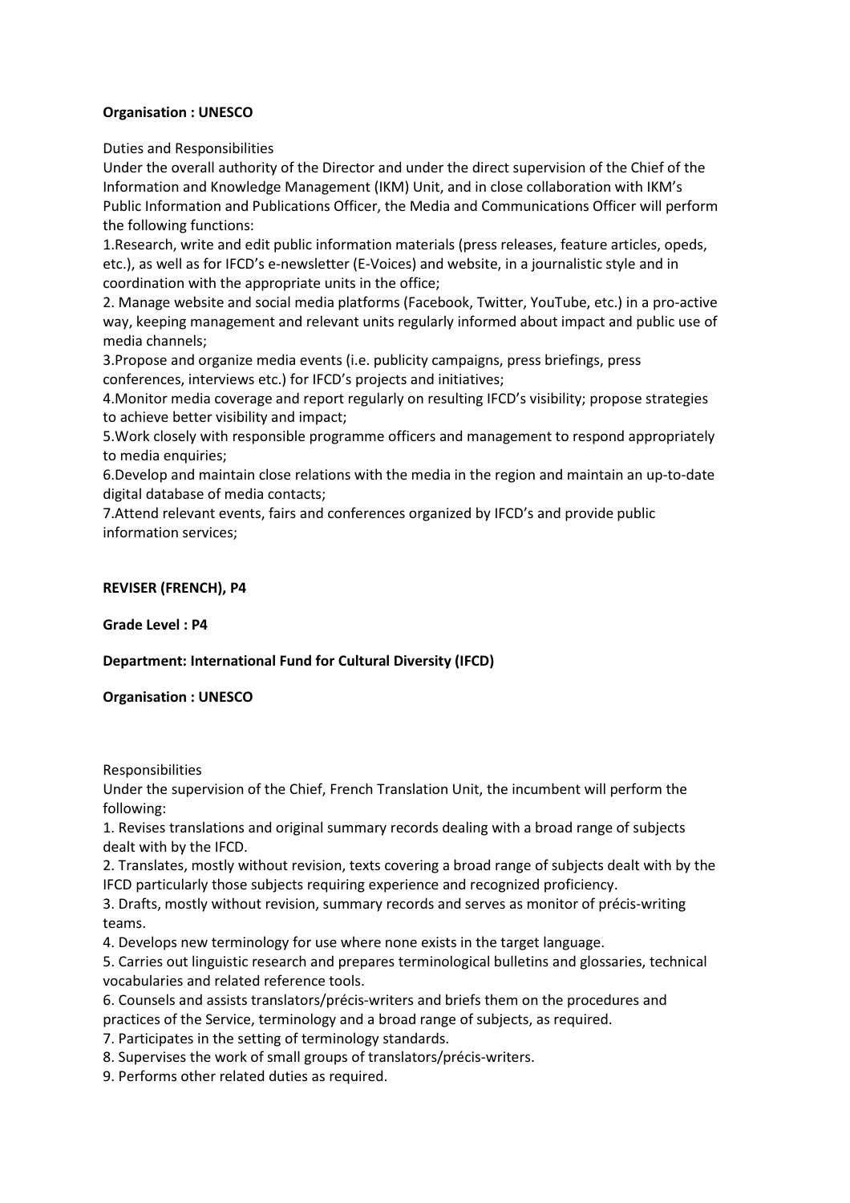**Organisation : UNESCO**

Duties and Responsibilities
Under the overall authority of the Director and under the direct supervision of the Chief of the Information and Knowledge Management (IKM) Unit, and in close collaboration with IKM's Public Information and Publications Officer, the Media and Communications Officer will perform the following functions:

1.Research, write and edit public information materials (press releases, feature articles, opeds, etc.), as well as for IFCD's e-newsletter (E-Voices) and website, in a journalistic style and in coordination with the appropriate units in the office;

2. Manage website and social media platforms (Facebook, Twitter, YouTube, etc.) in a pro-active way, keeping management and relevant units regularly informed about impact and public use of media channels;

3.Propose and organize media events (i.e. publicity campaigns, press briefings, press conferences, interviews etc.) for IFCD's projects and initiatives;

4.Monitor media coverage and report regularly on resulting IFCD's visibility; propose strategies to achieve better visibility and impact;

5.Work closely with responsible programme officers and management to respond appropriately to media enquiries;

6.Develop and maintain close relations with the media in the region and maintain an up-to-date digital database of media contacts;

7.Attend relevant events, fairs and conferences organized by IFCD's and provide public information services;

**REVISER (FRENCH), P4**

**Grade Level : P4**

**Department: International Fund for Cultural Diversity (IFCD)**

**Organisation : UNESCO**

Responsibilities
Under the supervision of the Chief, French Translation Unit, the incumbent will perform the following:

1. Revises translations and original summary records dealing with a broad range of subjects dealt with by the IFCD.
2. Translates, mostly without revision, texts covering a broad range of subjects dealt with by the IFCD particularly those subjects requiring experience and recognized proficiency.
3. Drafts, mostly without revision, summary records and serves as monitor of précis-writing teams.
4. Develops new terminology for use where none exists in the target language.
5. Carries out linguistic research and prepares terminological bulletins and glossaries, technical vocabularies and related reference tools.
6. Counsels and assists translators/précis-writers and briefs them on the procedures and practices of the Service, terminology and a broad range of subjects, as required.
7. Participates in the setting of terminology standards.
8. Supervises the work of small groups of translators/précis-writers.
9. Performs other related duties as required.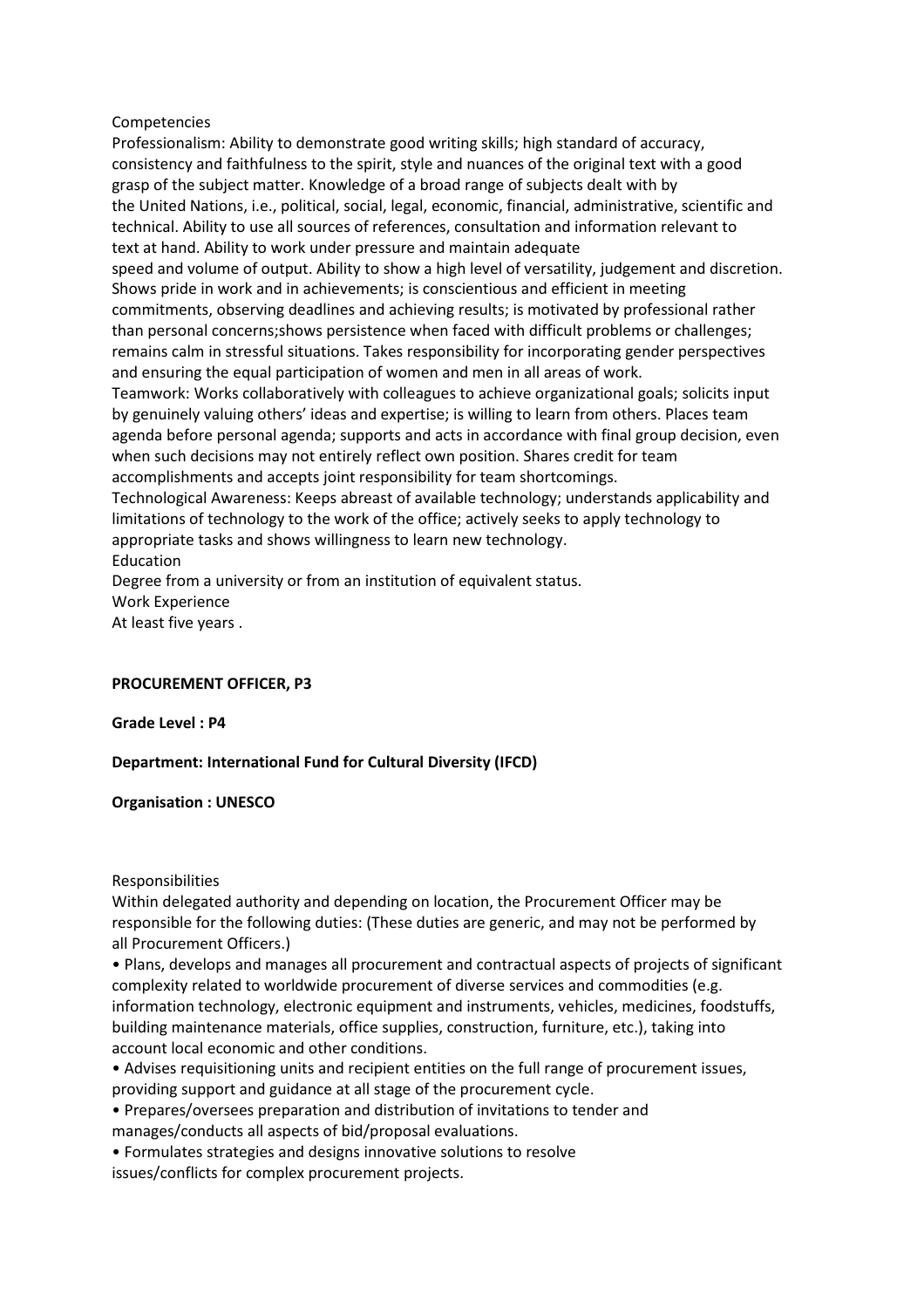Competencies

Professionalism: Ability to demonstrate good writing skills; high standard of accuracy, consistency and faithfulness to the spirit, style and nuances of the original text with a good grasp of the subject matter. Knowledge of a broad range of subjects dealt with by the United Nations, i.e., political, social, legal, economic, financial, administrative, scientific and technical. Ability to use all sources of references, consultation and information relevant to text at hand. Ability to work under pressure and maintain adequate speed and volume of output. Ability to show a high level of versatility, judgement and discretion. Shows pride in work and in achievements; is conscientious and efficient in meeting commitments, observing deadlines and achieving results; is motivated by professional rather than personal concerns;shows persistence when faced with difficult problems or challenges; remains calm in stressful situations. Takes responsibility for incorporating gender perspectives and ensuring the equal participation of women and men in all areas of work.

Teamwork: Works collaboratively with colleagues to achieve organizational goals; solicits input by genuinely valuing others' ideas and expertise; is willing to learn from others. Places team agenda before personal agenda; supports and acts in accordance with final group decision, even when such decisions may not entirely reflect own position. Shares credit for team accomplishments and accepts joint responsibility for team shortcomings.

Technological Awareness: Keeps abreast of available technology; understands applicability and limitations of technology to the work of the office; actively seeks to apply technology to appropriate tasks and shows willingness to learn new technology.

Education

Degree from a university or from an institution of equivalent status.

Work Experience

At least five years .

**PROCUREMENT OFFICER, P3**

**Grade Level : P4**

**Department: International Fund for Cultural Diversity (IFCD)**

**Organisation : UNESCO**

Responsibilities

Within delegated authority and depending on location, the Procurement Officer may be responsible for the following duties: (These duties are generic, and may not be performed by all Procurement Officers.)

- Plans, develops and manages all procurement and contractual aspects of projects of significant complexity related to worldwide procurement of diverse services and commodities (e.g. information technology, electronic equipment and instruments, vehicles, medicines, foodstuffs, building maintenance materials, office supplies, construction, furniture, etc.), taking into account local economic and other conditions.
- Advises requisitioning units and recipient entities on the full range of procurement issues, providing support and guidance at all stage of the procurement cycle.
- Prepares/oversees preparation and distribution of invitations to tender and manages/conducts all aspects of bid/proposal evaluations.
- Formulates strategies and designs innovative solutions to resolve issues/conflicts for complex procurement projects.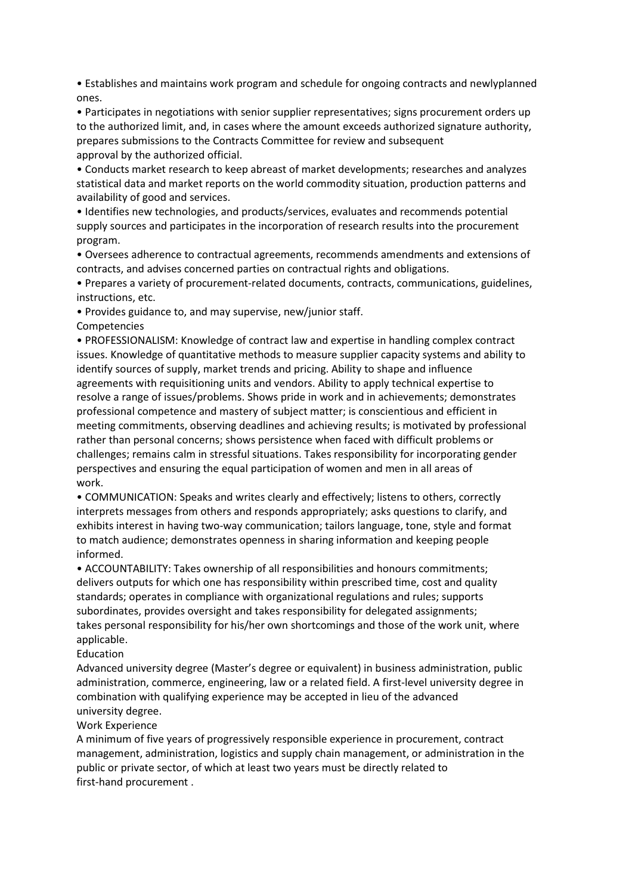- Establishes and maintains work program and schedule for ongoing contracts and newlyplanned ones.
- Participates in negotiations with senior supplier representatives; signs procurement orders up to the authorized limit, and, in cases where the amount exceeds authorized signature authority, prepares submissions to the Contracts Committee for review and subsequent approval by the authorized official.
- Conducts market research to keep abreast of market developments; researches and analyzes statistical data and market reports on the world commodity situation, production patterns and availability of good and services.
- Identifies new technologies, and products/services, evaluates and recommends potential supply sources and participates in the incorporation of research results into the procurement program.
- Oversees adherence to contractual agreements, recommends amendments and extensions of contracts, and advises concerned parties on contractual rights and obligations.
- Prepares a variety of procurement-related documents, contracts, communications, guidelines, instructions, etc.
- Provides guidance to, and may supervise, new/junior staff.

Competencies

- PROFESSIONALISM: Knowledge of contract law and expertise in handling complex contract issues. Knowledge of quantitative methods to measure supplier capacity systems and ability to identify sources of supply, market trends and pricing. Ability to shape and influence agreements with requisitioning units and vendors. Ability to apply technical expertise to resolve a range of issues/problems. Shows pride in work and in achievements; demonstrates professional competence and mastery of subject matter; is conscientious and efficient in meeting commitments, observing deadlines and achieving results; is motivated by professional rather than personal concerns; shows persistence when faced with difficult problems or challenges; remains calm in stressful situations. Takes responsibility for incorporating gender perspectives and ensuring the equal participation of women and men in all areas of work.
- COMMUNICATION: Speaks and writes clearly and effectively; listens to others, correctly interprets messages from others and responds appropriately; asks questions to clarify, and exhibits interest in having two-way communication; tailors language, tone, style and format to match audience; demonstrates openness in sharing information and keeping people informed.
- ACCOUNTABILITY: Takes ownership of all responsibilities and honours commitments; delivers outputs for which one has responsibility within prescribed time, cost and quality standards; operates in compliance with organizational regulations and rules; supports subordinates, provides oversight and takes responsibility for delegated assignments; takes personal responsibility for his/her own shortcomings and those of the work unit, where applicable.

Education

Advanced university degree (Master's degree or equivalent) in business administration, public administration, commerce, engineering, law or a related field. A first-level university degree in combination with qualifying experience may be accepted in lieu of the advanced university degree.

Work Experience

A minimum of five years of progressively responsible experience in procurement, contract management, administration, logistics and supply chain management, or administration in the public or private sector, of which at least two years must be directly related to first-hand procurement .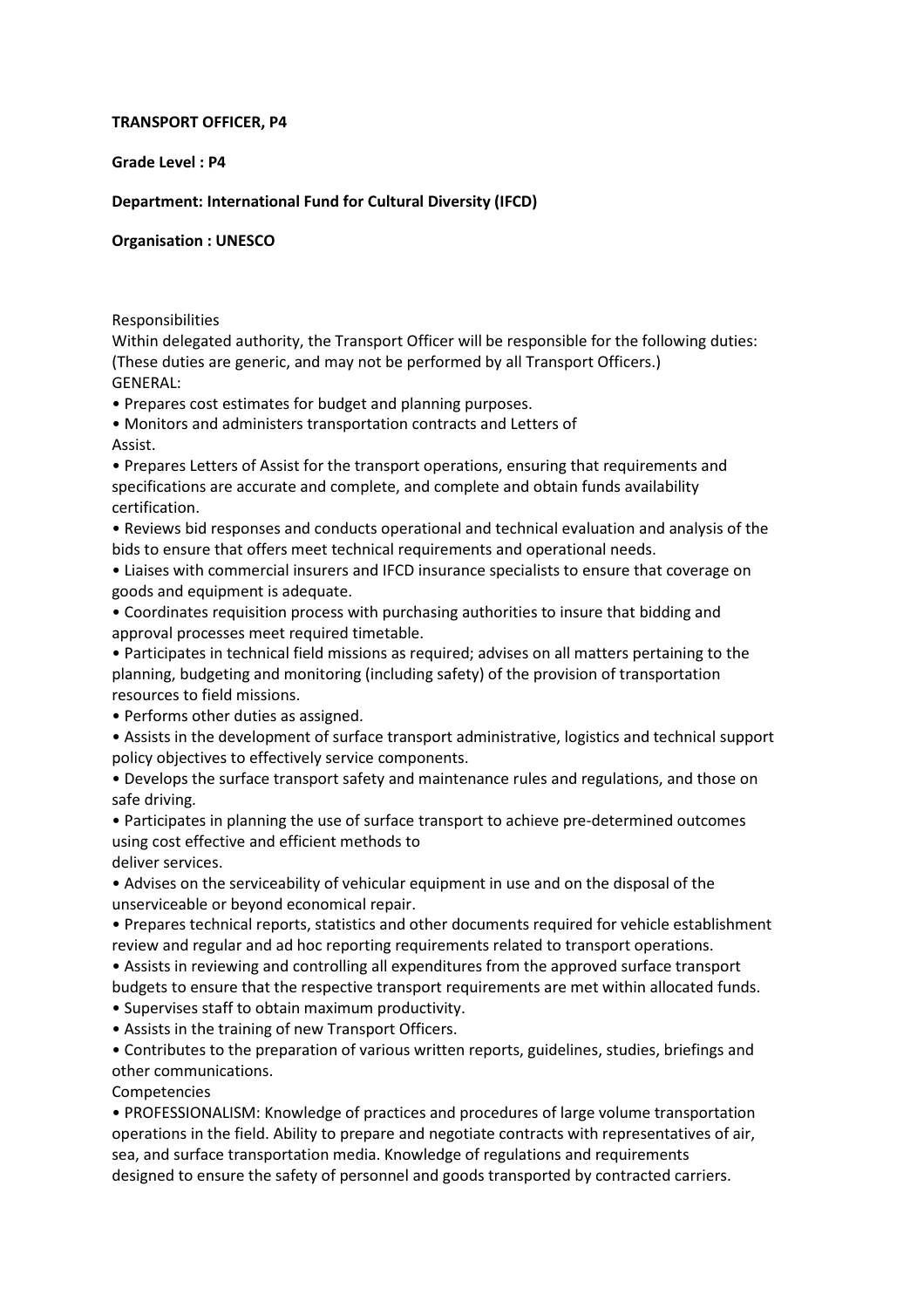**TRANSPORT OFFICER, P4**

**Grade Level : P4**

**Department: International Fund for Cultural Diversity (IFCD)**

**Organisation : UNESCO**

Responsibilities

Within delegated authority, the Transport Officer will be responsible for the following duties: (These duties are generic, and may not be performed by all Transport Officers.)

GENERAL:

- Prepares cost estimates for budget and planning purposes.
- Monitors and administers transportation contracts and Letters of Assist.
- Prepares Letters of Assist for the transport operations, ensuring that requirements and specifications are accurate and complete, and complete and obtain funds availability certification.
- Reviews bid responses and conducts operational and technical evaluation and analysis of the bids to ensure that offers meet technical requirements and operational needs.
- Liaises with commercial insurers and IFCD insurance specialists to ensure that coverage on goods and equipment is adequate.
- Coordinates requisition process with purchasing authorities to insure that bidding and approval processes meet required timetable.
- Participates in technical field missions as required; advises on all matters pertaining to the planning, budgeting and monitoring (including safety) of the provision of transportation resources to field missions.
- Performs other duties as assigned.
- Assists in the development of surface transport administrative, logistics and technical support policy objectives to effectively service components.
- Develops the surface transport safety and maintenance rules and regulations, and those on safe driving.
- Participates in planning the use of surface transport to achieve pre-determined outcomes using cost effective and efficient methods to deliver services.
- Advises on the serviceability of vehicular equipment in use and on the disposal of the unserviceable or beyond economical repair.
- Prepares technical reports, statistics and other documents required for vehicle establishment review and regular and ad hoc reporting requirements related to transport operations.
- Assists in reviewing and controlling all expenditures from the approved surface transport budgets to ensure that the respective transport requirements are met within allocated funds.
- Supervises staff to obtain maximum productivity.
- Assists in the training of new Transport Officers.
- Contributes to the preparation of various written reports, guidelines, studies, briefings and other communications.

Competencies

- PROFESSIONALISM: Knowledge of practices and procedures of large volume transportation operations in the field. Ability to prepare and negotiate contracts with representatives of air, sea, and surface transportation media. Knowledge of regulations and requirements designed to ensure the safety of personnel and goods transported by contracted carriers.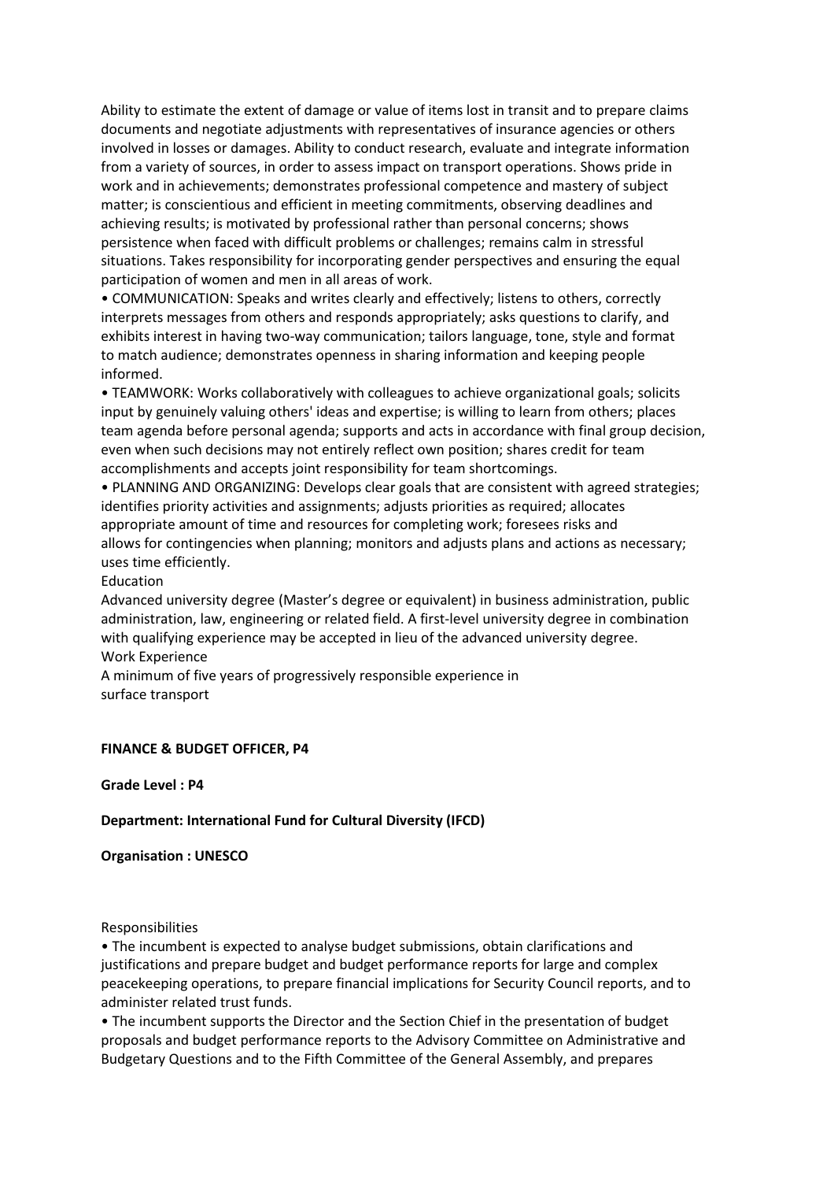Ability to estimate the extent of damage or value of items lost in transit and to prepare claims documents and negotiate adjustments with representatives of insurance agencies or others involved in losses or damages. Ability to conduct research, evaluate and integrate information from a variety of sources, in order to assess impact on transport operations. Shows pride in work and in achievements; demonstrates professional competence and mastery of subject matter; is conscientious and efficient in meeting commitments, observing deadlines and achieving results; is motivated by professional rather than personal concerns; shows persistence when faced with difficult problems or challenges; remains calm in stressful situations. Takes responsibility for incorporating gender perspectives and ensuring the equal participation of women and men in all areas of work.

• COMMUNICATION: Speaks and writes clearly and effectively; listens to others, correctly interprets messages from others and responds appropriately; asks questions to clarify, and exhibits interest in having two-way communication; tailors language, tone, style and format to match audience; demonstrates openness in sharing information and keeping people informed.

• TEAMWORK: Works collaboratively with colleagues to achieve organizational goals; solicits input by genuinely valuing others' ideas and expertise; is willing to learn from others; places team agenda before personal agenda; supports and acts in accordance with final group decision, even when such decisions may not entirely reflect own position; shares credit for team accomplishments and accepts joint responsibility for team shortcomings.

• PLANNING AND ORGANIZING: Develops clear goals that are consistent with agreed strategies; identifies priority activities and assignments; adjusts priorities as required; allocates appropriate amount of time and resources for completing work; foresees risks and allows for contingencies when planning; monitors and adjusts plans and actions as necessary; uses time efficiently.

Education

Advanced university degree (Master's degree or equivalent) in business administration, public administration, law, engineering or related field. A first-level university degree in combination with qualifying experience may be accepted in lieu of the advanced university degree.

Work Experience

A minimum of five years of progressively responsible experience in surface transport

**FINANCE & BUDGET OFFICER, P4**

**Grade Level : P4**

**Department: International Fund for Cultural Diversity (IFCD)**

**Organisation : UNESCO**

Responsibilities

• The incumbent is expected to analyse budget submissions, obtain clarifications and justifications and prepare budget and budget performance reports for large and complex peacekeeping operations, to prepare financial implications for Security Council reports, and to administer related trust funds.

• The incumbent supports the Director and the Section Chief in the presentation of budget proposals and budget performance reports to the Advisory Committee on Administrative and Budgetary Questions and to the Fifth Committee of the General Assembly, and prepares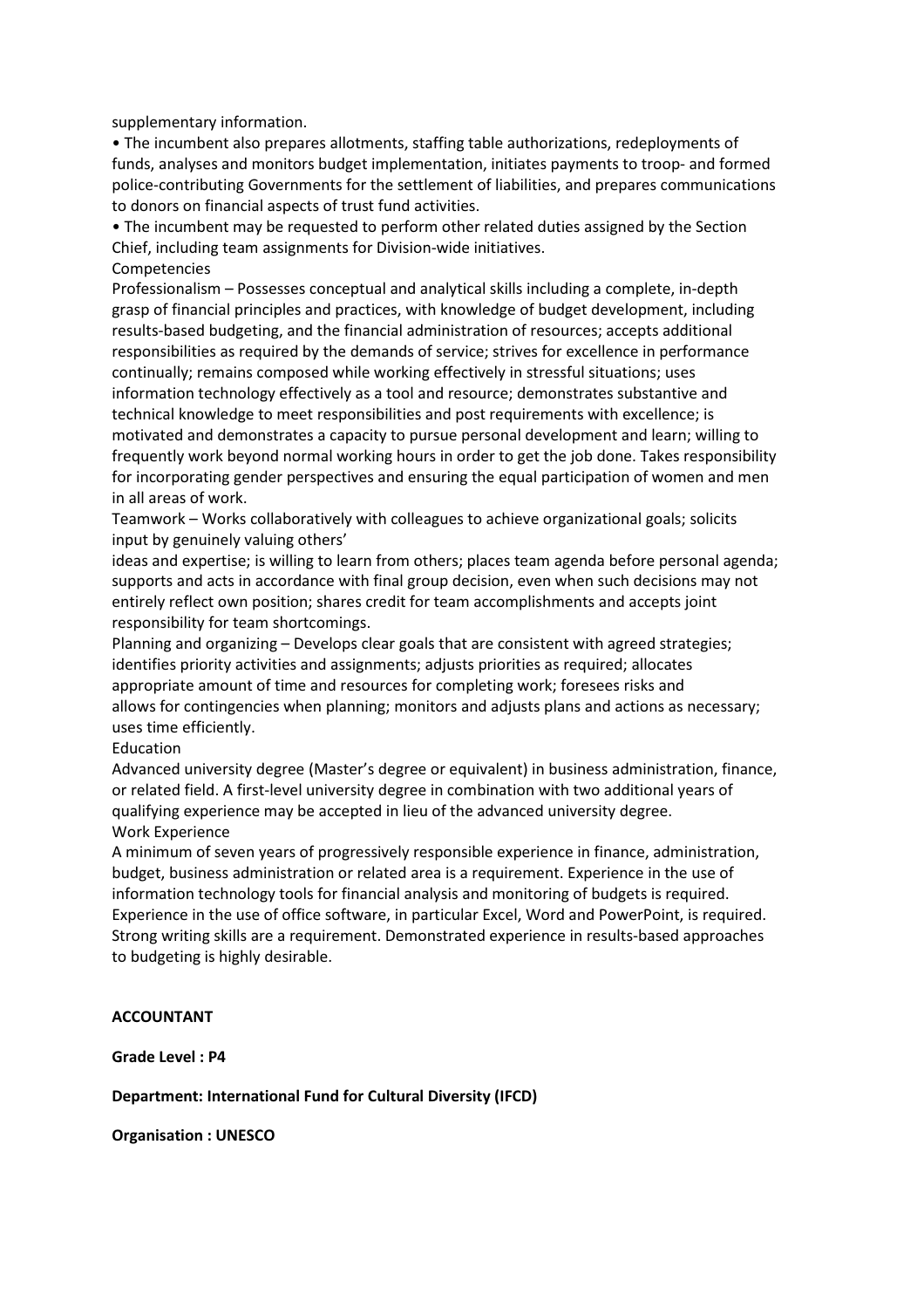supplementary information.

• The incumbent also prepares allotments, staffing table authorizations, redeployments of funds, analyses and monitors budget implementation, initiates payments to troop- and formed police-contributing Governments for the settlement of liabilities, and prepares communications to donors on financial aspects of trust fund activities.

• The incumbent may be requested to perform other related duties assigned by the Section Chief, including team assignments for Division-wide initiatives.

Competencies

Professionalism – Possesses conceptual and analytical skills including a complete, in-depth grasp of financial principles and practices, with knowledge of budget development, including results-based budgeting, and the financial administration of resources; accepts additional responsibilities as required by the demands of service; strives for excellence in performance continually; remains composed while working effectively in stressful situations; uses information technology effectively as a tool and resource; demonstrates substantive and technical knowledge to meet responsibilities and post requirements with excellence; is motivated and demonstrates a capacity to pursue personal development and learn; willing to frequently work beyond normal working hours in order to get the job done. Takes responsibility for incorporating gender perspectives and ensuring the equal participation of women and men in all areas of work.

Teamwork – Works collaboratively with colleagues to achieve organizational goals; solicits input by genuinely valuing others' ideas and expertise; is willing to learn from others; places team agenda before personal agenda; supports and acts in accordance with final group decision, even when such decisions may not entirely reflect own position; shares credit for team accomplishments and accepts joint responsibility for team shortcomings.

Planning and organizing – Develops clear goals that are consistent with agreed strategies; identifies priority activities and assignments; adjusts priorities as required; allocates appropriate amount of time and resources for completing work; foresees risks and allows for contingencies when planning; monitors and adjusts plans and actions as necessary; uses time efficiently.

Education

Advanced university degree (Master's degree or equivalent) in business administration, finance, or related field. A first-level university degree in combination with two additional years of qualifying experience may be accepted in lieu of the advanced university degree.

Work Experience

A minimum of seven years of progressively responsible experience in finance, administration, budget, business administration or related area is a requirement. Experience in the use of information technology tools for financial analysis and monitoring of budgets is required. Experience in the use of office software, in particular Excel, Word and PowerPoint, is required. Strong writing skills are a requirement. Demonstrated experience in results-based approaches to budgeting is highly desirable.

**ACCOUNTANT**

**Grade Level : P4**

**Department: International Fund for Cultural Diversity (IFCD)**

**Organisation : UNESCO**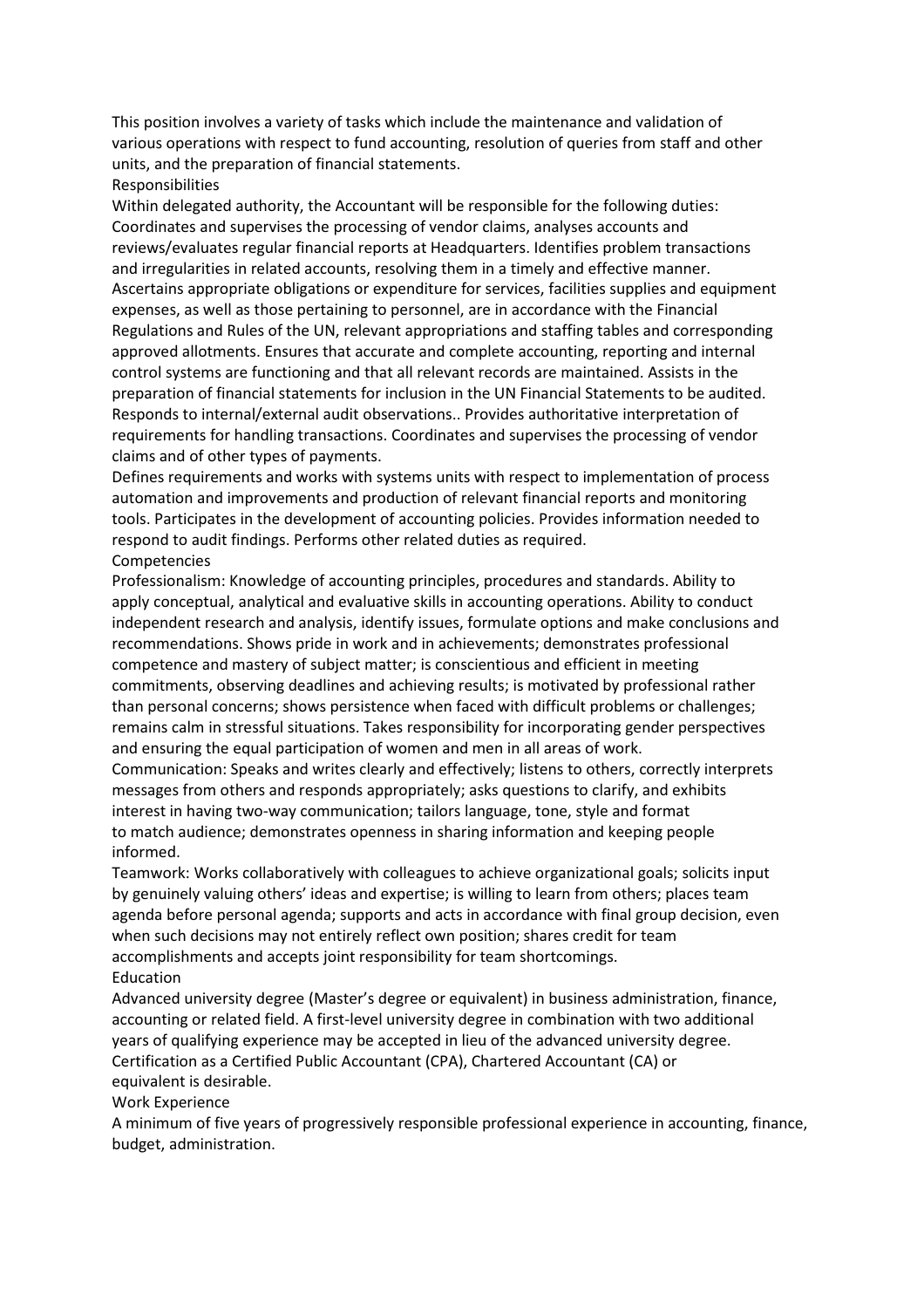This position involves a variety of tasks which include the maintenance and validation of various operations with respect to fund accounting, resolution of queries from staff and other units, and the preparation of financial statements.

## Responsibilities

Within delegated authority, the Accountant will be responsible for the following duties: Coordinates and supervises the processing of vendor claims, analyses accounts and reviews/evaluates regular financial reports at Headquarters. Identifies problem transactions and irregularities in related accounts, resolving them in a timely and effective manner. Ascertains appropriate obligations or expenditure for services, facilities supplies and equipment expenses, as well as those pertaining to personnel, are in accordance with the Financial Regulations and Rules of the UN, relevant appropriations and staffing tables and corresponding approved allotments. Ensures that accurate and complete accounting, reporting and internal control systems are functioning and that all relevant records are maintained. Assists in the preparation of financial statements for inclusion in the UN Financial Statements to be audited. Responds to internal/external audit observations.. Provides authoritative interpretation of requirements for handling transactions. Coordinates and supervises the processing of vendor claims and of other types of payments.

Defines requirements and works with systems units with respect to implementation of process automation and improvements and production of relevant financial reports and monitoring tools. Participates in the development of accounting policies. Provides information needed to respond to audit findings. Performs other related duties as required.

## Competencies

Professionalism: Knowledge of accounting principles, procedures and standards. Ability to apply conceptual, analytical and evaluative skills in accounting operations. Ability to conduct independent research and analysis, identify issues, formulate options and make conclusions and recommendations. Shows pride in work and in achievements; demonstrates professional competence and mastery of subject matter; is conscientious and efficient in meeting commitments, observing deadlines and achieving results; is motivated by professional rather than personal concerns; shows persistence when faced with difficult problems or challenges; remains calm in stressful situations. Takes responsibility for incorporating gender perspectives and ensuring the equal participation of women and men in all areas of work.

Communication: Speaks and writes clearly and effectively; listens to others, correctly interprets messages from others and responds appropriately; asks questions to clarify, and exhibits interest in having two-way communication; tailors language, tone, style and format to match audience; demonstrates openness in sharing information and keeping people informed.

Teamwork: Works collaboratively with colleagues to achieve organizational goals; solicits input by genuinely valuing others' ideas and expertise; is willing to learn from others; places team agenda before personal agenda; supports and acts in accordance with final group decision, even when such decisions may not entirely reflect own position; shares credit for team accomplishments and accepts joint responsibility for team shortcomings.

## Education

Advanced university degree (Master's degree or equivalent) in business administration, finance, accounting or related field. A first-level university degree in combination with two additional years of qualifying experience may be accepted in lieu of the advanced university degree. Certification as a Certified Public Accountant (CPA), Chartered Accountant (CA) or equivalent is desirable.

## Work Experience

A minimum of five years of progressively responsible professional experience in accounting, finance, budget, administration.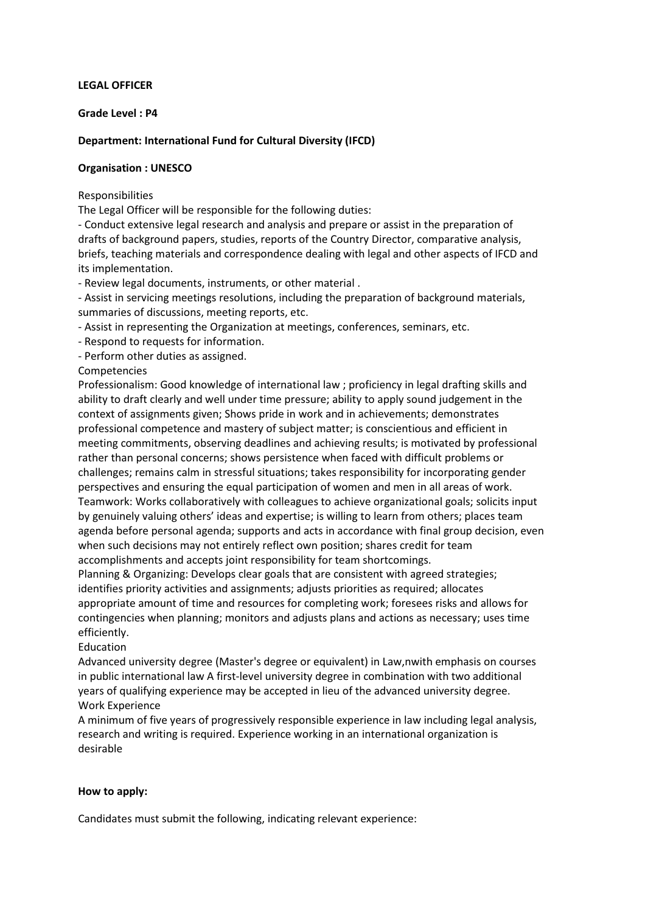**LEGAL OFFICER**

**Grade Level : P4**

**Department: International Fund for Cultural Diversity (IFCD)**

**Organisation : UNESCO**

Responsibilities

The Legal Officer will be responsible for the following duties:

- Conduct extensive legal research and analysis and prepare or assist in the preparation of drafts of background papers, studies, reports of the Country Director, comparative analysis, briefs, teaching materials and correspondence dealing with legal and other aspects of IFCD and its implementation.
- Review legal documents, instruments, or other material .
- Assist in servicing meetings resolutions, including the preparation of background materials, summaries of discussions, meeting reports, etc.
- Assist in representing the Organization at meetings, conferences, seminars, etc.
- Respond to requests for information.
- Perform other duties as assigned.

Competencies

Professionalism: Good knowledge of international law ; proficiency in legal drafting skills and ability to draft clearly and well under time pressure; ability to apply sound judgement in the context of assignments given; Shows pride in work and in achievements; demonstrates professional competence and mastery of subject matter; is conscientious and efficient in meeting commitments, observing deadlines and achieving results; is motivated by professional rather than personal concerns; shows persistence when faced with difficult problems or challenges; remains calm in stressful situations; takes responsibility for incorporating gender perspectives and ensuring the equal participation of women and men in all areas of work.

Teamwork: Works collaboratively with colleagues to achieve organizational goals; solicits input by genuinely valuing others' ideas and expertise; is willing to learn from others; places team agenda before personal agenda; supports and acts in accordance with final group decision, even when such decisions may not entirely reflect own position; shares credit for team accomplishments and accepts joint responsibility for team shortcomings.

Planning & Organizing: Develops clear goals that are consistent with agreed strategies; identifies priority activities and assignments; adjusts priorities as required; allocates appropriate amount of time and resources for completing work; foresees risks and allows for contingencies when planning; monitors and adjusts plans and actions as necessary; uses time efficiently.

Education

Advanced university degree (Master's degree or equivalent) in Law,nwith emphasis on courses in public international law A first-level university degree in combination with two additional years of qualifying experience may be accepted in lieu of the advanced university degree.

Work Experience

A minimum of five years of progressively responsible experience in law including legal analysis, research and writing is required. Experience working in an international organization is desirable

**How to apply:**

Candidates must submit the following, indicating relevant experience: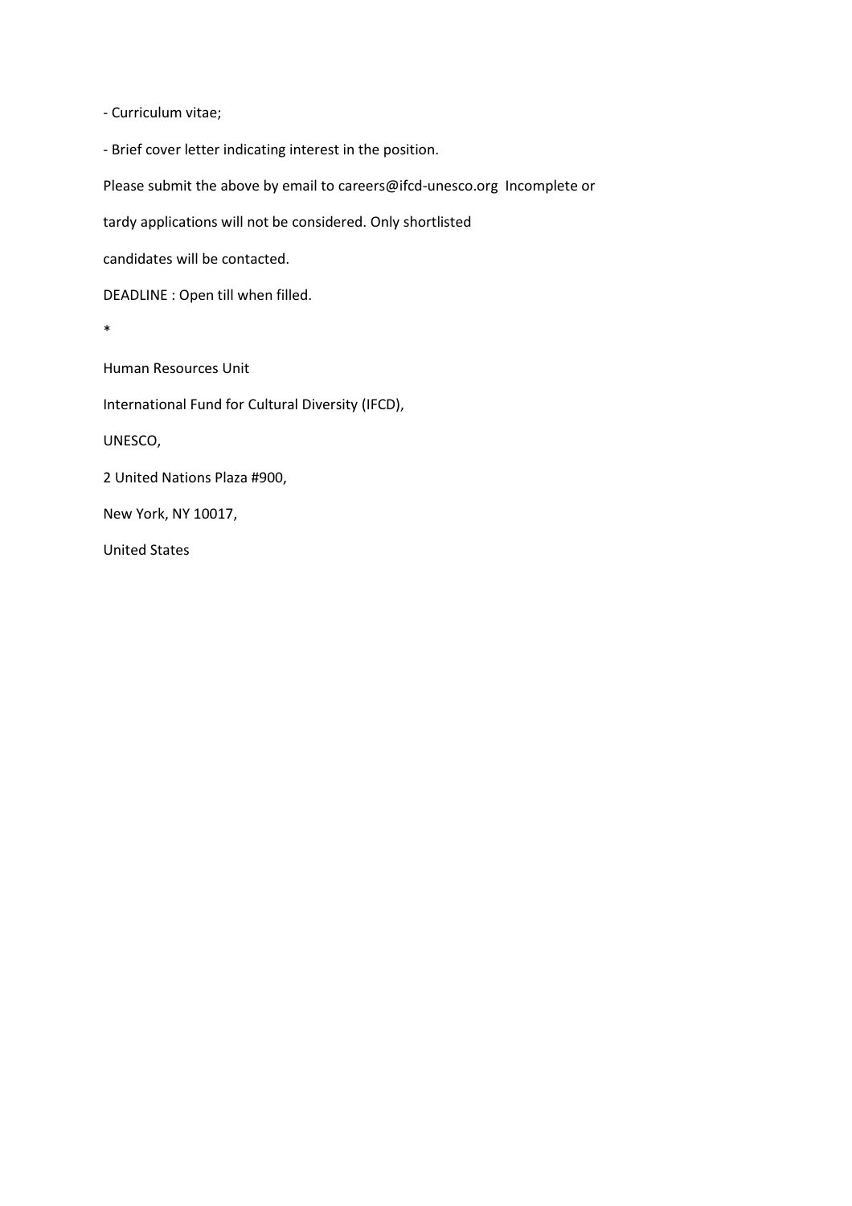- Curriculum vitae;

- Brief cover letter indicating interest in the position.

Please submit the above by email to careers@ifcd-unesco.org  Incomplete or tardy applications will not be considered. Only shortlisted candidates will be contacted.

DEADLINE : Open till when filled.

*

Human Resources Unit

International Fund for Cultural Diversity (IFCD),

UNESCO,

2 United Nations Plaza #900,

New York, NY 10017,

United States